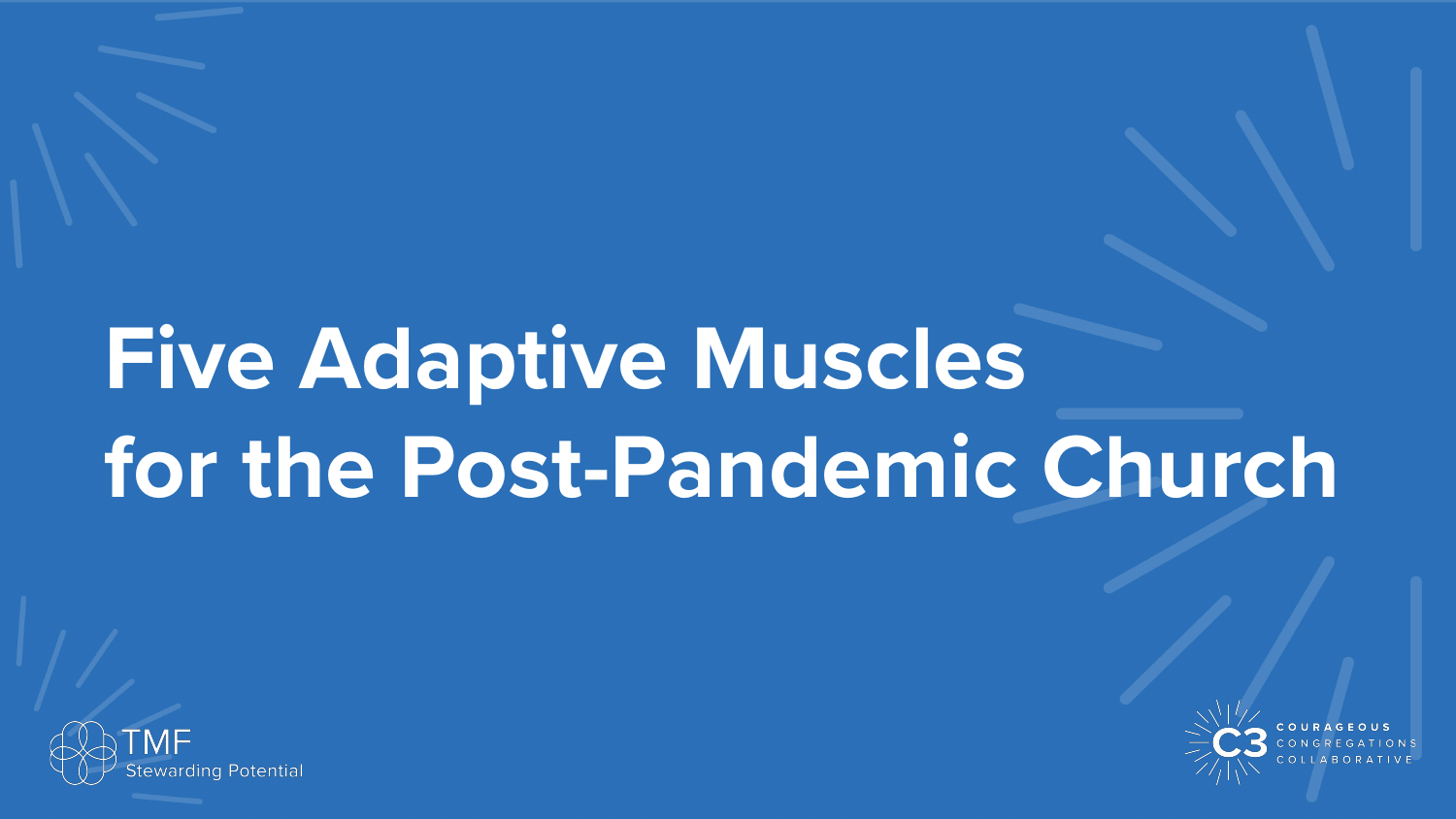# Five Adaptive Muscles for the Post-Pandemic Church

TMF
Stewarding Potential

C3 COURAGEOUS CONGREGATIONS COLLABORATIVE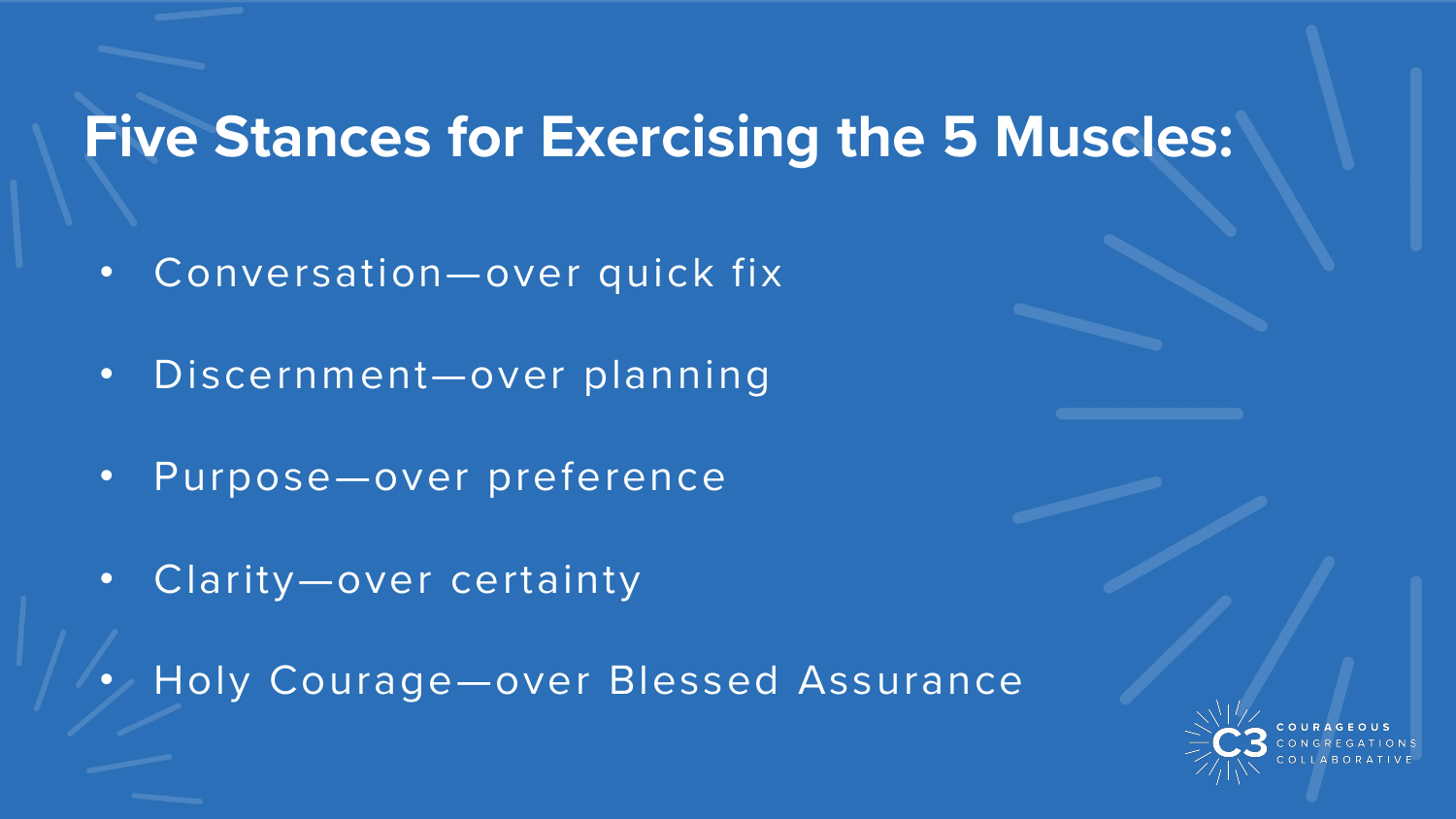# Five Stances for Exercising the 5 Muscles:

- Conversation—over quick fix
- Discernment—over planning
- Purpose—over preference
- Clarity—over certainty
- Holy Courage—over Blessed Assurance

C3 COURAGEOUS CONGREGATIONS COLLABORATIVE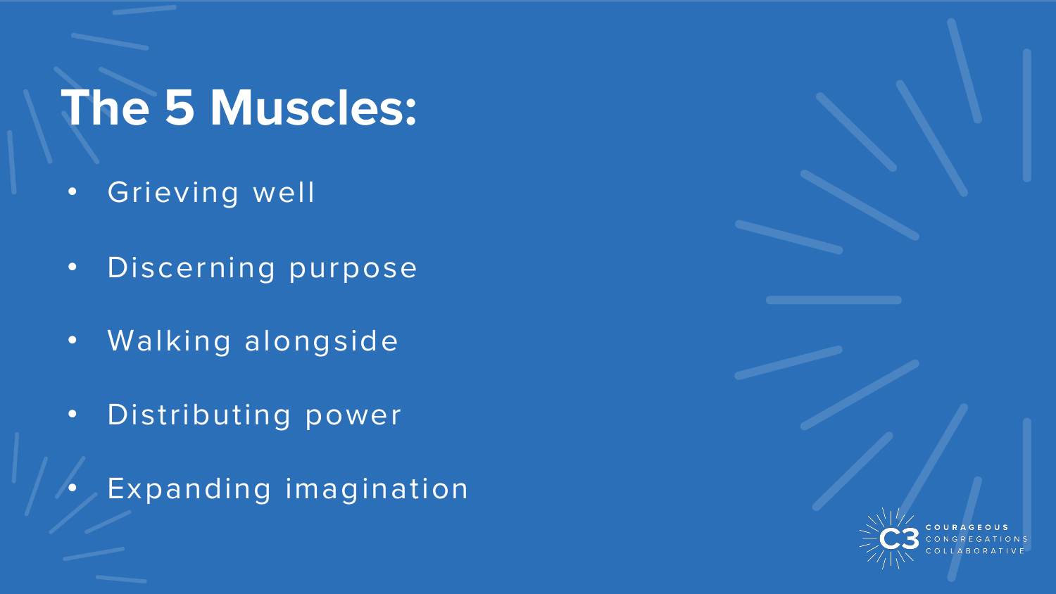# The 5 Muscles:

- Grieving well
- Discerning purpose
- Walking alongside
- Distributing power
- Expanding imagination

C3 COURAGEOUS CONGREGATIONS COLLABORATIVE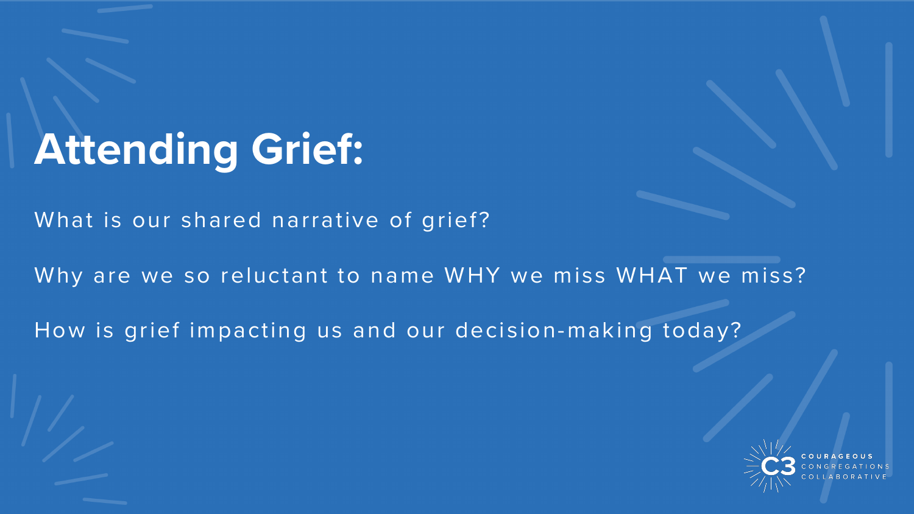# Attending Grief:

What is our shared narrative of grief?

Why are we so reluctant to name WHY we miss WHAT we miss?

How is grief impacting us and our decision-making today?

C3 COURAGEOUS CONGREGATIONS COLLABORATIVE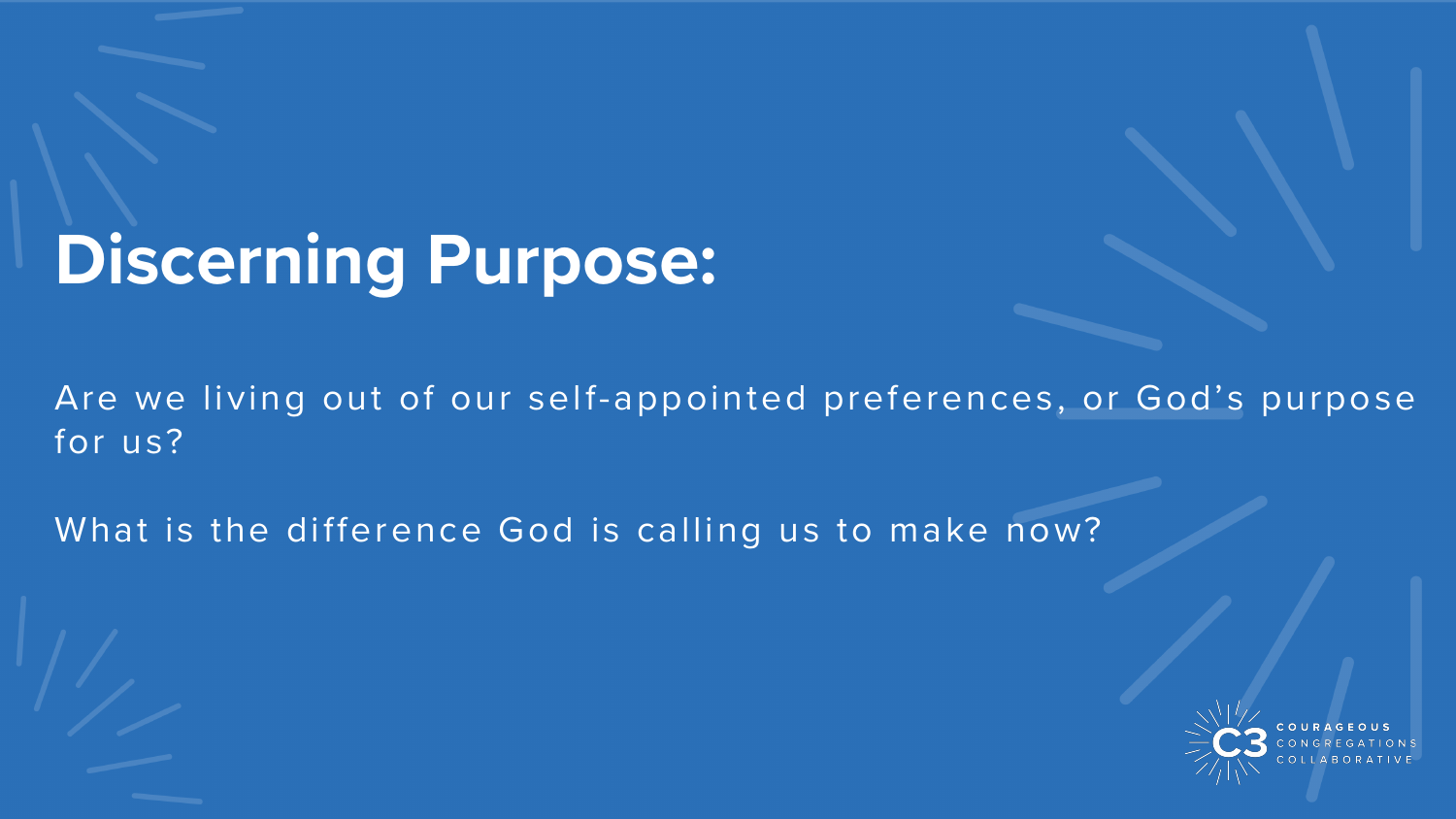# Discerning Purpose:

Are we living out of our self-appointed preferences, or God's purpose for us?

What is the difference God is calling us to make now?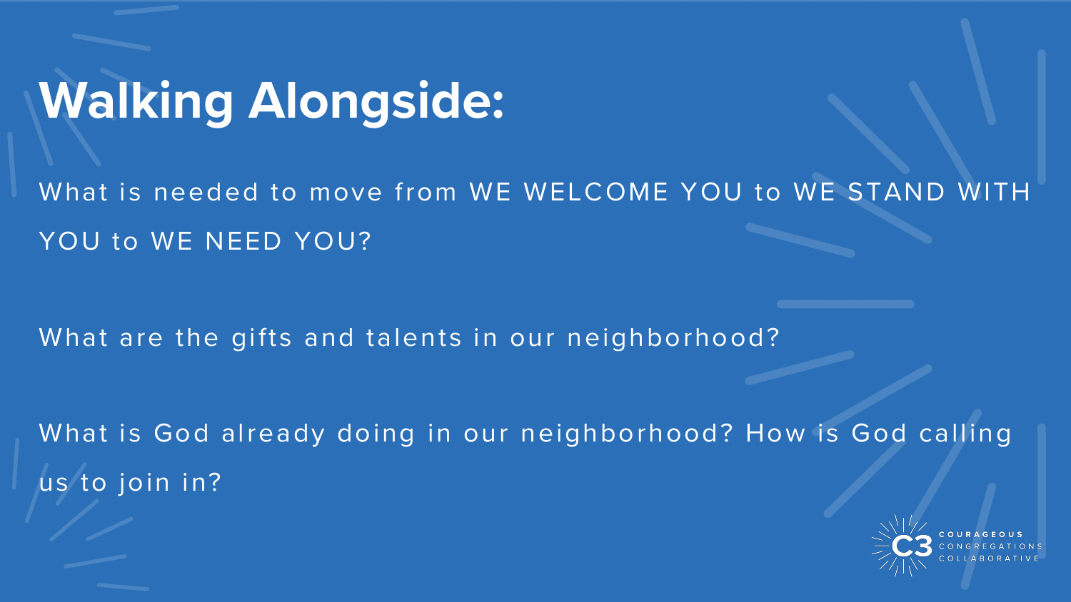# Walking Alongside:

What is needed to move from WE WELCOME YOU to WE STAND WITH YOU to WE NEED YOU?

What are the gifts and talents in our neighborhood?

What is God already doing in our neighborhood? How is God calling us to join in?

C3 COURAGEOUS CONGREGATIONS COLLABORATIVE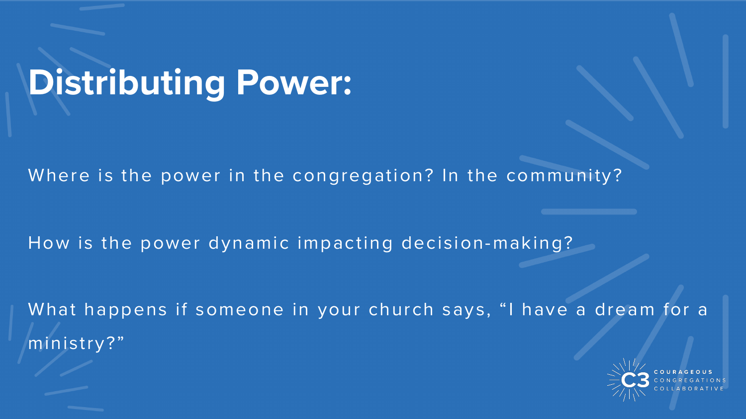# Distributing Power:

Where is the power in the congregation? In the community?

How is the power dynamic impacting decision-making?

What happens if someone in your church says, "I have a dream for a ministry?"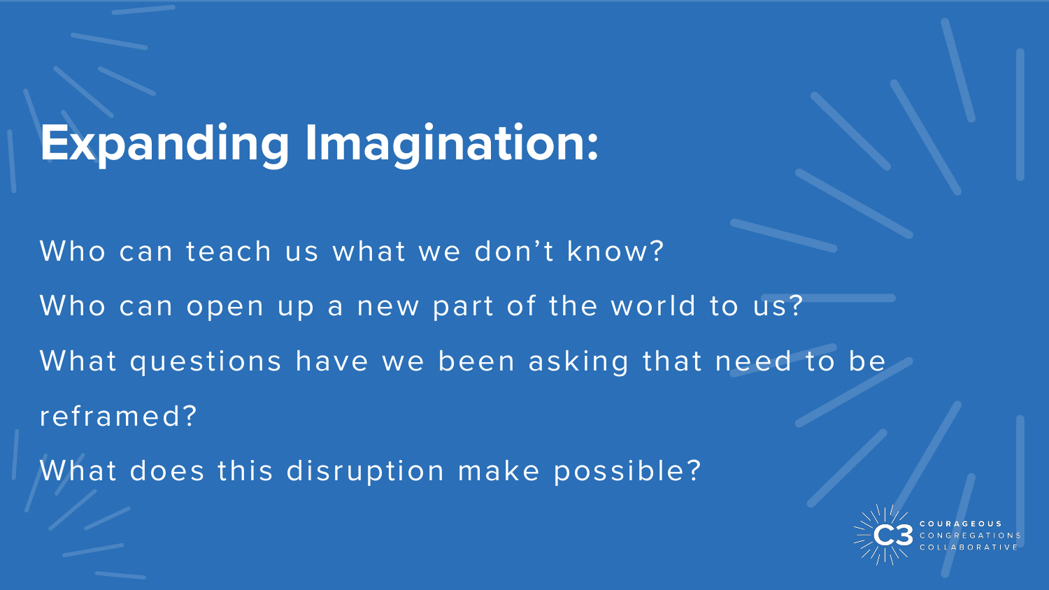# Expanding Imagination:

Who can teach us what we don't know?

Who can open up a new part of the world to us?

What questions have we been asking that need to be reframed?

What does this disruption make possible?

C3 COURAGEOUS CONGREGATIONS COLLABORATIVE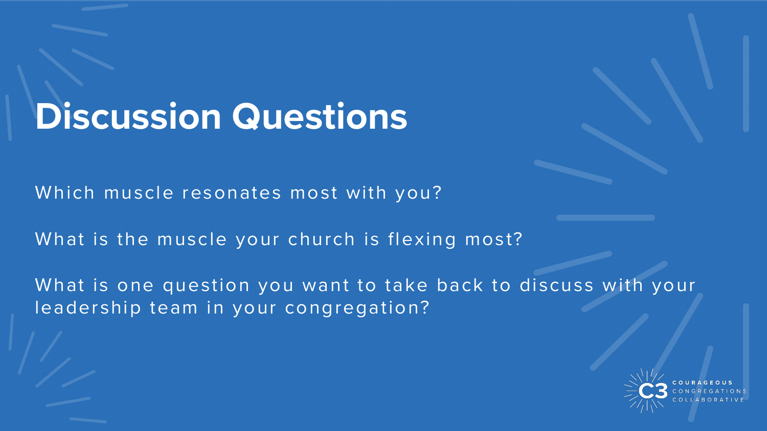# Discussion Questions

Which muscle resonates most with you?

What is the muscle your church is flexing most?

What is one question you want to take back to discuss with your leadership team in your congregation?

C3 COURAGEOUS CONGREGATIONS COLLABORATIVE